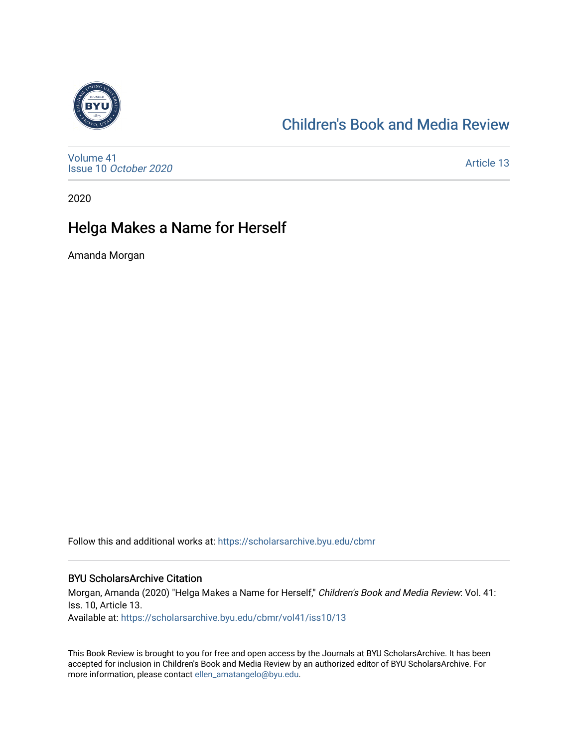Children's Book and Media Review

Volume 41
Issue 10 *October 2020*

Article 13

2020

# Helga Makes a Name for Herself

Amanda Morgan

Follow this and additional works at: https://scholarsarchive.byu.edu/cbmr

## BYU ScholarsArchive Citation

Morgan, Amanda (2020) "Helga Makes a Name for Herself," *Children's Book and Media Review*: Vol. 41: Iss. 10, Article 13.
Available at: https://scholarsarchive.byu.edu/cbmr/vol41/iss10/13

This Book Review is brought to you for free and open access by the Journals at BYU ScholarsArchive. It has been accepted for inclusion in Children's Book and Media Review by an authorized editor of BYU ScholarsArchive. For more information, please contact ellen_amatangelo@byu.edu.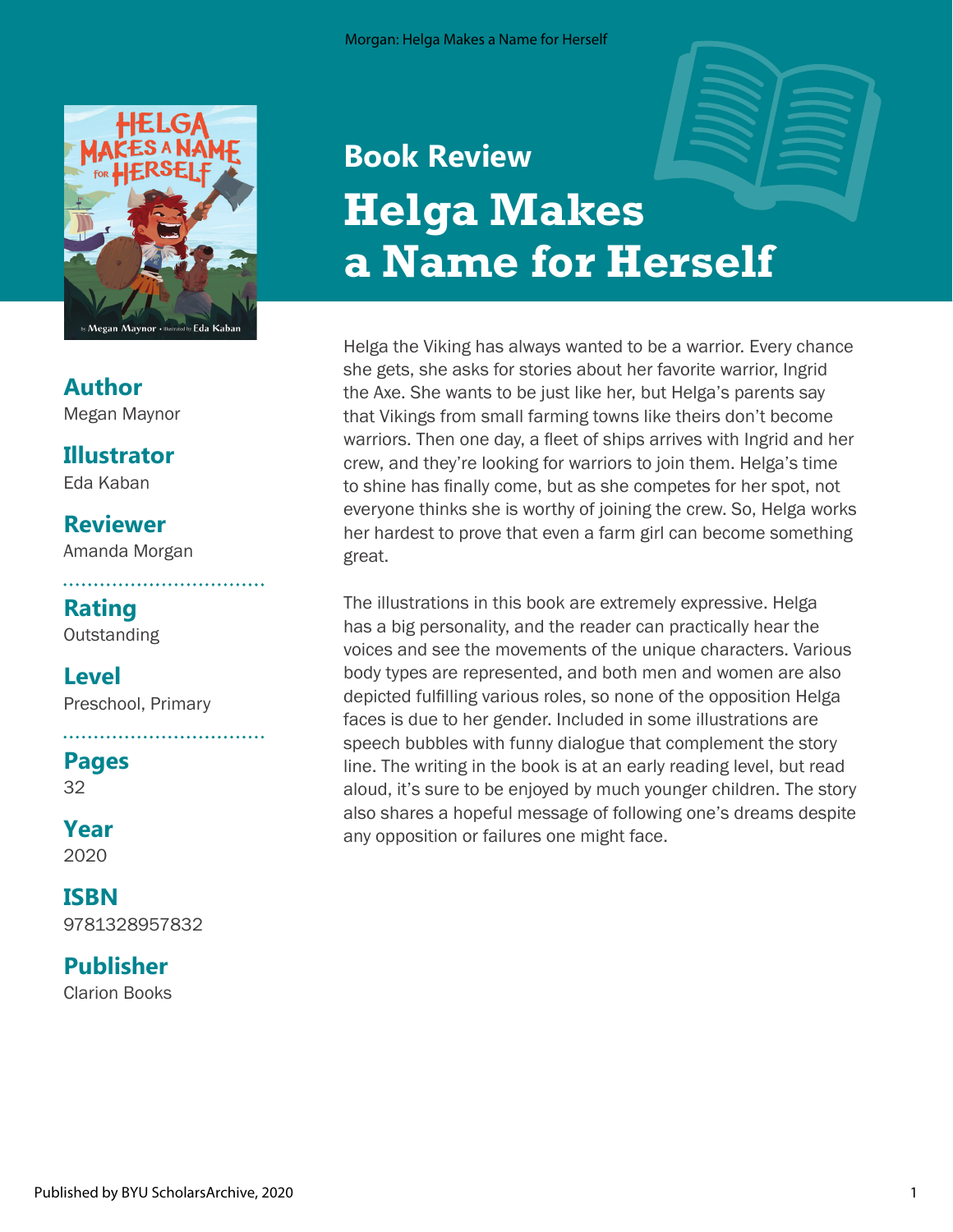## Book Review

# Helga Makes a Name for Herself

### Author
Megan Maynor

### Illustrator
Eda Kaban

### Reviewer
Amanda Morgan

### Rating
Outstanding

### Level
Preschool, Primary

### Pages
32

### Year
2020

### ISBN
9781328957832

### Publisher
Clarion Books

Helga the Viking has always wanted to be a warrior. Every chance she gets, she asks for stories about her favorite warrior, Ingrid the Axe. She wants to be just like her, but Helga's parents say that Vikings from small farming towns like theirs don't become warriors. Then one day, a fleet of ships arrives with Ingrid and her crew, and they're looking for warriors to join them. Helga's time to shine has finally come, but as she competes for her spot, not everyone thinks she is worthy of joining the crew. So, Helga works her hardest to prove that even a farm girl can become something great.

The illustrations in this book are extremely expressive. Helga has a big personality, and the reader can practically hear the voices and see the movements of the unique characters. Various body types are represented, and both men and women are also depicted fulfilling various roles, so none of the opposition Helga faces is due to her gender. Included in some illustrations are speech bubbles with funny dialogue that complement the story line. The writing in the book is at an early reading level, but read aloud, it's sure to be enjoyed by much younger children. The story also shares a hopeful message of following one's dreams despite any opposition or failures one might face.